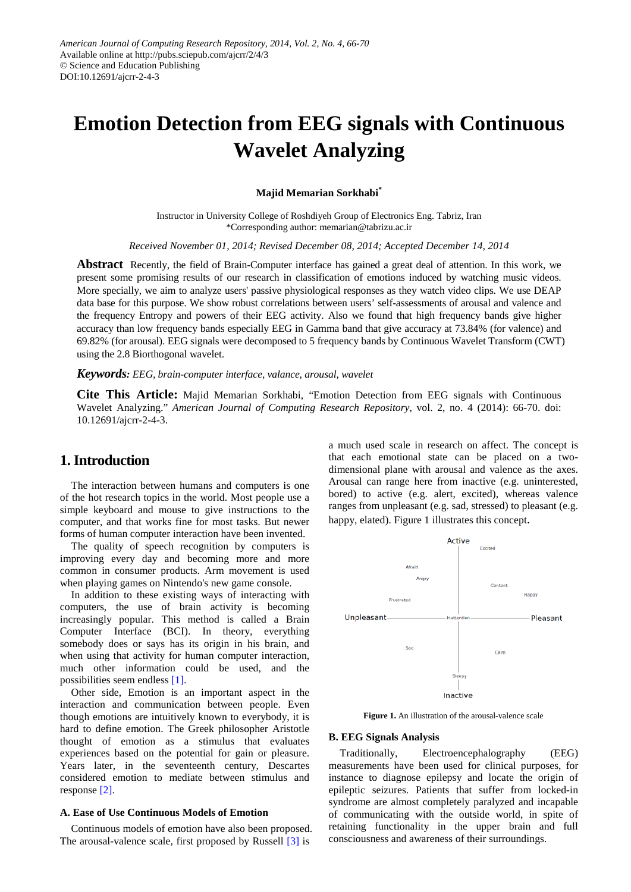*American Journal of Computing Research Repository, 2014, Vol. 2, No. 4, 66-70*
Available online at http://pubs.sciepub.com/ajcrr/2/4/3
© Science and Education Publishing
DOI:10.12691/ajcrr-2-4-3

# Emotion Detection from EEG signals with Continuous Wavelet Analyzing

**Majid Memarian Sorkhabi***

Instructor in University College of Roshdiyeh Group of Electronics Eng. Tabriz, Iran
*Corresponding author: memarian@tabrizu.ac.ir

*Received November 01, 2014; Revised December 08, 2014; Accepted December 14, 2014*

**Abstract** Recently, the field of Brain-Computer interface has gained a great deal of attention. In this work, we present some promising results of our research in classification of emotions induced by watching music videos. More specially, we aim to analyze users' passive physiological responses as they watch video clips. We use DEAP data base for this purpose. We show robust correlations between users' self-assessments of arousal and valence and the frequency Entropy and powers of their EEG activity. Also we found that high frequency bands give higher accuracy than low frequency bands especially EEG in Gamma band that give accuracy at 73.84% (for valence) and 69.82% (for arousal). EEG signals were decomposed to 5 frequency bands by Continuous Wavelet Transform (CWT) using the 2.8 Biorthogonal wavelet.

***Keywords:*** *EEG, brain-computer interface, valance, arousal, wavelet*

**Cite This Article:** Majid Memarian Sorkhabi, "Emotion Detection from EEG signals with Continuous Wavelet Analyzing." *American Journal of Computing Research Repository*, vol. 2, no. 4 (2014): 66-70. doi: 10.12691/ajcrr-2-4-3.

## 1. Introduction

The interaction between humans and computers is one of the hot research topics in the world. Most people use a simple keyboard and mouse to give instructions to the computer, and that works fine for most tasks. But newer forms of human computer interaction have been invented.

The quality of speech recognition by computers is improving every day and becoming more and more common in consumer products. Arm movement is used when playing games on Nintendo's new game console.

In addition to these existing ways of interacting with computers, the use of brain activity is becoming increasingly popular. This method is called a Brain Computer Interface (BCI). In theory, everything somebody does or says has its origin in his brain, and when using that activity for human computer interaction, much other information could be used, and the possibilities seem endless [1].

Other side, Emotion is an important aspect in the interaction and communication between people. Even though emotions are intuitively known to everybody, it is hard to define emotion. The Greek philosopher Aristotle thought of emotion as a stimulus that evaluates experiences based on the potential for gain or pleasure. Years later, in the seventeenth century, Descartes considered emotion to mediate between stimulus and response [2].

### A. Ease of Use Continuous Models of Emotion

Continuous models of emotion have also been proposed. The arousal-valence scale, first proposed by Russell [3] is a much used scale in research on affect. The concept is that each emotional state can be placed on a two-dimensional plane with arousal and valence as the axes. Arousal can range here from inactive (e.g. uninterested, bored) to active (e.g. alert, excited), whereas valence ranges from unpleasant (e.g. sad, stressed) to pleasant (e.g. happy, elated). Figure 1 illustrates this concept.

**Figure 1.** An illustration of the arousal-valence scale

### B. EEG Signals Analysis

Traditionally, Electroencephalography (EEG) measurements have been used for clinical purposes, for instance to diagnose epilepsy and locate the origin of epileptic seizures. Patients that suffer from locked-in syndrome are almost completely paralyzed and incapable of communicating with the outside world, in spite of retaining functionality in the upper brain and full consciousness and awareness of their surroundings.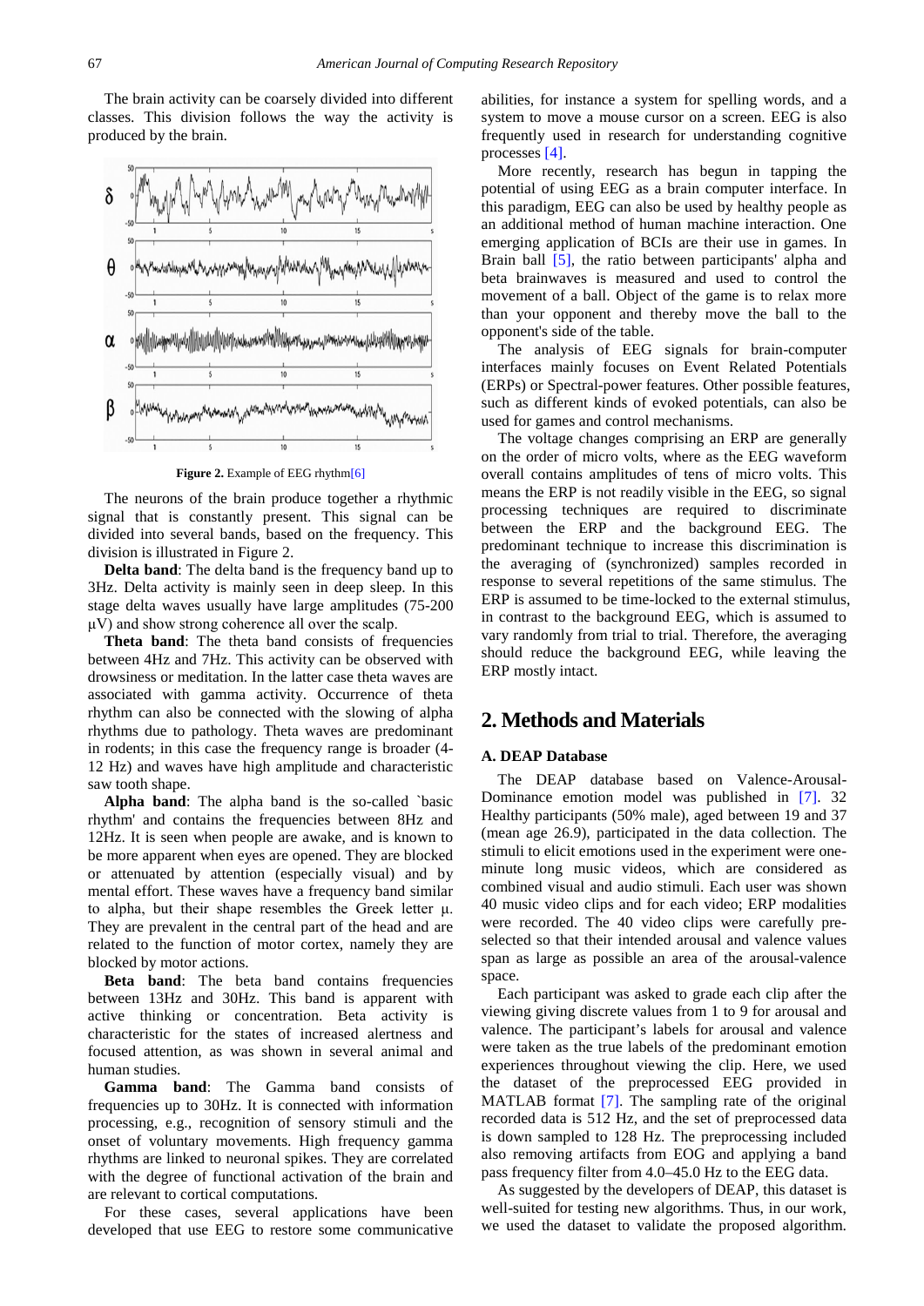The brain activity can be coarsely divided into different classes. This division follows the way the activity is produced by the brain.

**Figure 2.** Example of EEG rhythm[6]

The neurons of the brain produce together a rhythmic signal that is constantly present. This signal can be divided into several bands, based on the frequency. This division is illustrated in Figure 2.

**Delta band**: The delta band is the frequency band up to 3Hz. Delta activity is mainly seen in deep sleep. In this stage delta waves usually have large amplitudes (75-200 μV) and show strong coherence all over the scalp.

**Theta band**: The theta band consists of frequencies between 4Hz and 7Hz. This activity can be observed with drowsiness or meditation. In the latter case theta waves are associated with gamma activity. Occurrence of theta rhythm can also be connected with the slowing of alpha rhythms due to pathology. Theta waves are predominant in rodents; in this case the frequency range is broader (4-12 Hz) and waves have high amplitude and characteristic saw tooth shape.

**Alpha band**: The alpha band is the so-called `basic rhythm' and contains the frequencies between 8Hz and 12Hz. It is seen when people are awake, and is known to be more apparent when eyes are opened. They are blocked or attenuated by attention (especially visual) and by mental effort. These waves have a frequency band similar to alpha, but their shape resembles the Greek letter μ. They are prevalent in the central part of the head and are related to the function of motor cortex, namely they are blocked by motor actions.

**Beta band**: The beta band contains frequencies between 13Hz and 30Hz. This band is apparent with active thinking or concentration. Beta activity is characteristic for the states of increased alertness and focused attention, as was shown in several animal and human studies.

**Gamma band**: The Gamma band consists of frequencies up to 30Hz. It is connected with information processing, e.g., recognition of sensory stimuli and the onset of voluntary movements. High frequency gamma rhythms are linked to neuronal spikes. They are correlated with the degree of functional activation of the brain and are relevant to cortical computations.

For these cases, several applications have been developed that use EEG to restore some communicative abilities, for instance a system for spelling words, and a system to move a mouse cursor on a screen. EEG is also frequently used in research for understanding cognitive processes [4].

More recently, research has begun in tapping the potential of using EEG as a brain computer interface. In this paradigm, EEG can also be used by healthy people as an additional method of human machine interaction. One emerging application of BCIs are their use in games. In Brain ball [5], the ratio between participants' alpha and beta brainwaves is measured and used to control the movement of a ball. Object of the game is to relax more than your opponent and thereby move the ball to the opponent's side of the table.

The analysis of EEG signals for brain-computer interfaces mainly focuses on Event Related Potentials (ERPs) or Spectral-power features. Other possible features, such as different kinds of evoked potentials, can also be used for games and control mechanisms.

The voltage changes comprising an ERP are generally on the order of micro volts, where as the EEG waveform overall contains amplitudes of tens of micro volts. This means the ERP is not readily visible in the EEG, so signal processing techniques are required to discriminate between the ERP and the background EEG. The predominant technique to increase this discrimination is the averaging of (synchronized) samples recorded in response to several repetitions of the same stimulus. The ERP is assumed to be time-locked to the external stimulus, in contrast to the background EEG, which is assumed to vary randomly from trial to trial. Therefore, the averaging should reduce the background EEG, while leaving the ERP mostly intact.

## 2. Methods and Materials

### A. DEAP Database

The DEAP database based on Valence-Arousal-Dominance emotion model was published in [7]. 32 Healthy participants (50% male), aged between 19 and 37 (mean age 26.9), participated in the data collection. The stimuli to elicit emotions used in the experiment were one-minute long music videos, which are considered as combined visual and audio stimuli. Each user was shown 40 music video clips and for each video; ERP modalities were recorded. The 40 video clips were carefully pre-selected so that their intended arousal and valence values span as large as possible an area of the arousal-valence space.

Each participant was asked to grade each clip after the viewing giving discrete values from 1 to 9 for arousal and valence. The participant's labels for arousal and valence were taken as the true labels of the predominant emotion experiences throughout viewing the clip. Here, we used the dataset of the preprocessed EEG provided in MATLAB format [7]. The sampling rate of the original recorded data is 512 Hz, and the set of preprocessed data is down sampled to 128 Hz. The preprocessing included also removing artifacts from EOG and applying a band pass frequency filter from 4.0–45.0 Hz to the EEG data.

As suggested by the developers of DEAP, this dataset is well-suited for testing new algorithms. Thus, in our work, we used the dataset to validate the proposed algorithm.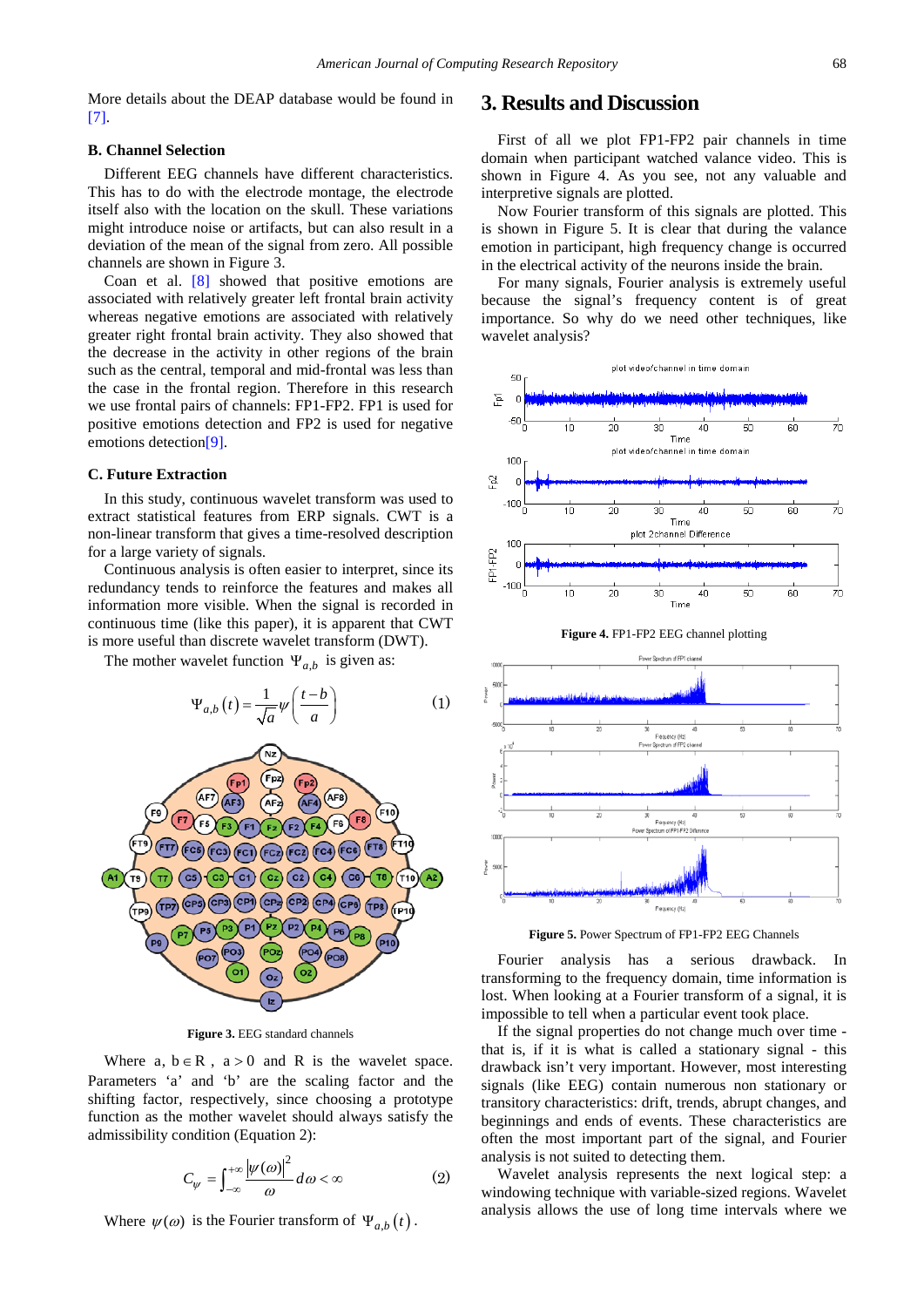More details about the DEAP database would be found in [7].

### B. Channel Selection

Different EEG channels have different characteristics. This has to do with the electrode montage, the electrode itself also with the location on the skull. These variations might introduce noise or artifacts, but can also result in a deviation of the mean of the signal from zero. All possible channels are shown in Figure 3.

Coan et al. [8] showed that positive emotions are associated with relatively greater left frontal brain activity whereas negative emotions are associated with relatively greater right frontal brain activity. They also showed that the decrease in the activity in other regions of the brain such as the central, temporal and mid-frontal was less than the case in the frontal region. Therefore in this research we use frontal pairs of channels: FP1-FP2. FP1 is used for positive emotions detection and FP2 is used for negative emotions detection[9].

### C. Future Extraction

In this study, continuous wavelet transform was used to extract statistical features from ERP signals. CWT is a non-linear transform that gives a time-resolved description for a large variety of signals.

Continuous analysis is often easier to interpret, since its redundancy tends to reinforce the features and makes all information more visible. When the signal is recorded in continuous time (like this paper), it is apparent that CWT is more useful than discrete wavelet transform (DWT).

The mother wavelet function $\Psi_{a,b}$ is given as:

$$\Psi_{a,b}(t) = \frac{1}{\sqrt{a}}\psi\left(\frac{t-b}{a}\right) \quad (1)$$

**Figure 3.** EEG standard channels

Where $a, b \in R$, $a > 0$ and R is the wavelet space. Parameters 'a' and 'b' are the scaling factor and the shifting factor, respectively, since choosing a prototype function as the mother wavelet should always satisfy the admissibility condition (Equation 2):

$$C_\psi = \int_{-\infty}^{+\infty} \frac{|\psi(\omega)|^2}{\omega} d\omega < \infty \quad (2)$$

Where $\psi(\omega)$ is the Fourier transform of $\Psi_{a,b}(t)$.

## 3. Results and Discussion

First of all we plot FP1-FP2 pair channels in time domain when participant watched valance video. This is shown in Figure 4. As you see, not any valuable and interpretive signals are plotted.

Now Fourier transform of this signals are plotted. This is shown in Figure 5. It is clear that during the valance emotion in participant, high frequency change is occurred in the electrical activity of the neurons inside the brain.

For many signals, Fourier analysis is extremely useful because the signal's frequency content is of great importance. So why do we need other techniques, like wavelet analysis?

**Figure 4.** FP1-FP2 EEG channel plotting

**Figure 5.** Power Spectrum of FP1-FP2 EEG Channels

Fourier analysis has a serious drawback. In transforming to the frequency domain, time information is lost. When looking at a Fourier transform of a signal, it is impossible to tell when a particular event took place.

If the signal properties do not change much over time - that is, if it is what is called a stationary signal - this drawback isn't very important. However, most interesting signals (like EEG) contain numerous non stationary or transitory characteristics: drift, trends, abrupt changes, and beginnings and ends of events. These characteristics are often the most important part of the signal, and Fourier analysis is not suited to detecting them.

Wavelet analysis represents the next logical step: a windowing technique with variable-sized regions. Wavelet analysis allows the use of long time intervals where we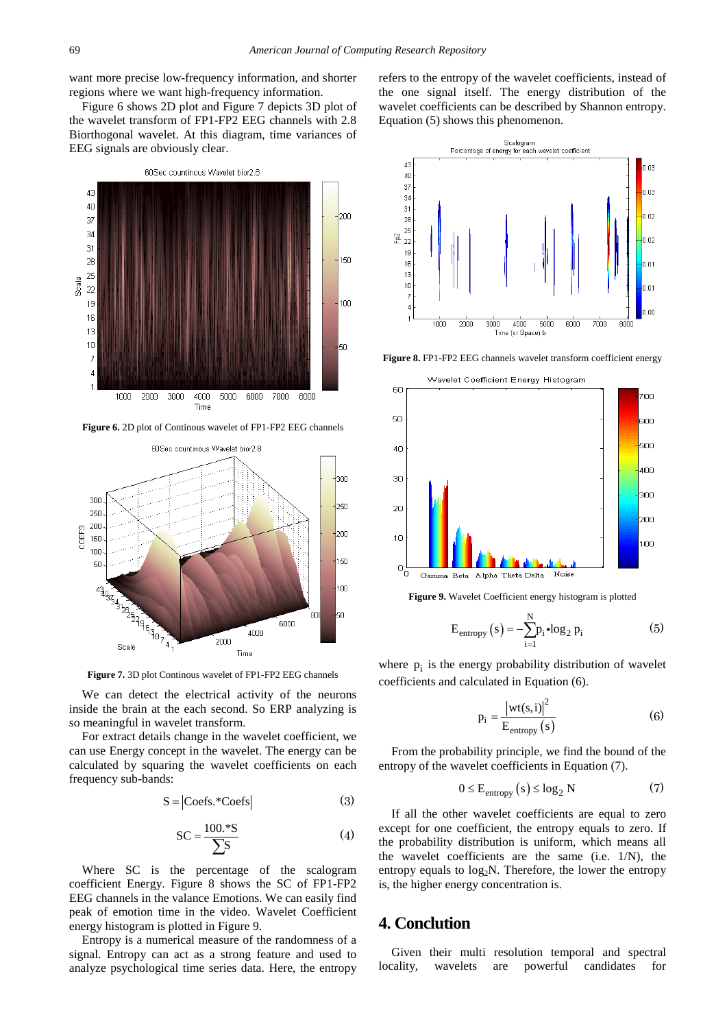want more precise low-frequency information, and shorter regions where we want high-frequency information.

Figure 6 shows 2D plot and Figure 7 depicts 3D plot of the wavelet transform of FP1-FP2 EEG channels with 2.8 Biorthogonal wavelet. At this diagram, time variances of EEG signals are obviously clear.

**Figure 6.** 2D plot of Continous wavelet of FP1-FP2 EEG channels

**Figure 7.** 3D plot Continous wavelet of FP1-FP2 EEG channels

We can detect the electrical activity of the neurons inside the brain at the each second. So ERP analyzing is so meaningful in wavelet transform.

For extract details change in the wavelet coefficient, we can use Energy concept in the wavelet. The energy can be calculated by squaring the wavelet coefficients on each frequency sub-bands:

$$S = \left|Coefs.{*}Coefs\right| \tag{3}$$

$$SC = \frac{100.{*}S}{\sum S} \tag{4}$$

Where SC is the percentage of the scalogram coefficient Energy. Figure 8 shows the SC of FP1-FP2 EEG channels in the valance Emotions. We can easily find peak of emotion time in the video. Wavelet Coefficient energy histogram is plotted in Figure 9.

Entropy is a numerical measure of the randomness of a signal. Entropy can act as a strong feature and used to analyze psychological time series data. Here, the entropy refers to the entropy of the wavelet coefficients, instead of the one signal itself. The energy distribution of the wavelet coefficients can be described by Shannon entropy. Equation (5) shows this phenomenon.

**Figure 8.** FP1-FP2 EEG channels wavelet transform coefficient energy

**Figure 9.** Wavelet Coefficient energy histogram is plotted

$$E_{entropy}(s) = -\sum_{i=1}^{N} p_i \bullet \log_2 p_i \tag{5}$$

where $p_i$ is the energy probability distribution of wavelet coefficients and calculated in Equation (6).

$$p_i = \frac{\left|wt(s,i)\right|^2}{E_{entropy}(s)} \tag{6}$$

From the probability principle, we find the bound of the entropy of the wavelet coefficients in Equation (7).

$$0 \le E_{entropy}(s) \le \log_2 N \tag{7}$$

If all the other wavelet coefficients are equal to zero except for one coefficient, the entropy equals to zero. If the probability distribution is uniform, which means all the wavelet coefficients are the same (i.e. 1/N), the entropy equals to $\log_2 N$. Therefore, the lower the entropy is, the higher energy concentration is.

## 4. Conclution

Given their multi resolution temporal and spectral locality, wavelets are powerful candidates for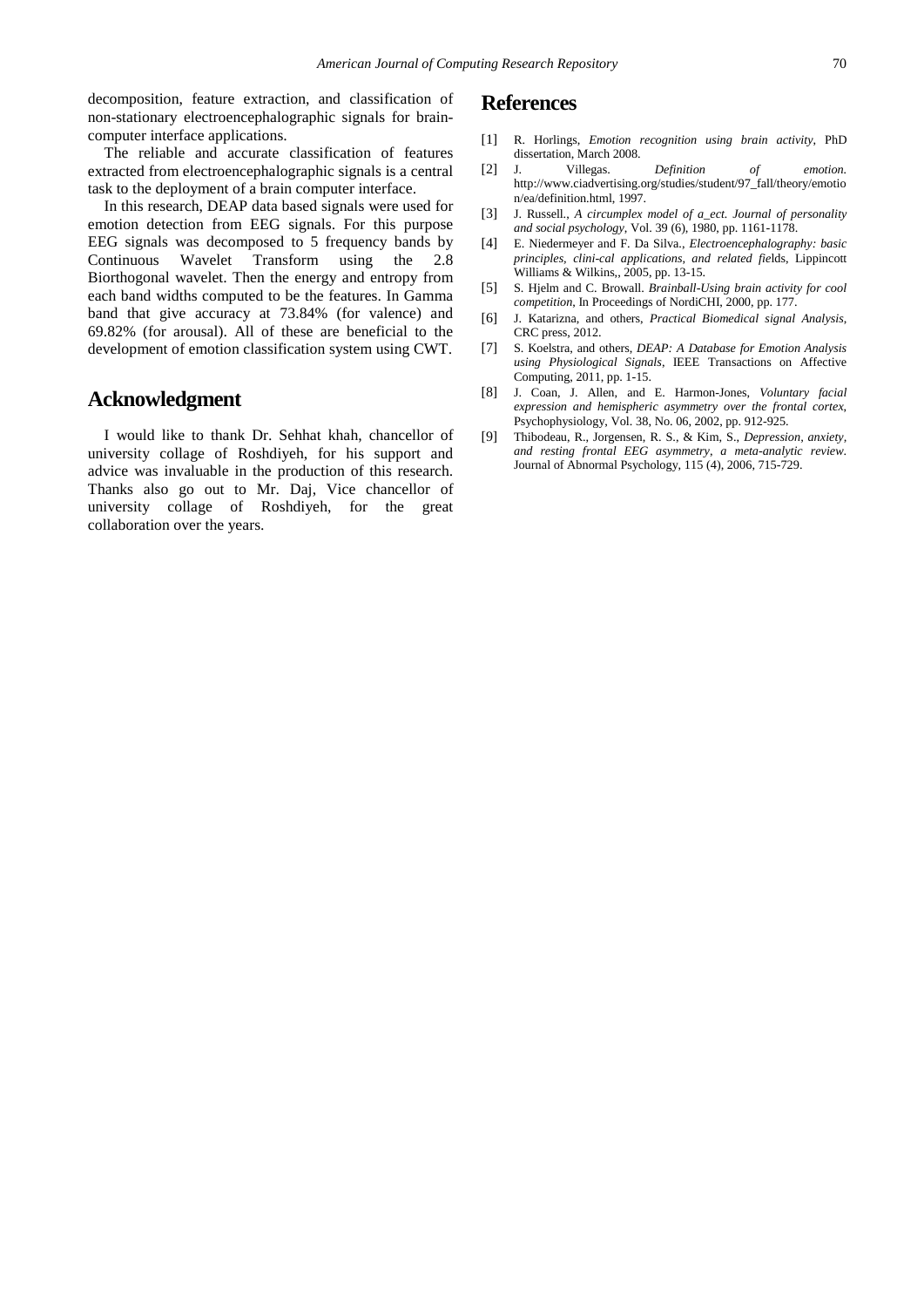decomposition, feature extraction, and classification of non-stationary electroencephalographic signals for brain-computer interface applications.

The reliable and accurate classification of features extracted from electroencephalographic signals is a central task to the deployment of a brain computer interface.

In this research, DEAP data based signals were used for emotion detection from EEG signals. For this purpose EEG signals was decomposed to 5 frequency bands by Continuous Wavelet Transform using the 2.8 Biorthogonal wavelet. Then the energy and entropy from each band widths computed to be the features. In Gamma band that give accuracy at 73.84% (for valence) and 69.82% (for arousal). All of these are beneficial to the development of emotion classification system using CWT.

## Acknowledgment

I would like to thank Dr. Sehhat khah, chancellor of university collage of Roshdiyeh, for his support and advice was invaluable in the production of this research. Thanks also go out to Mr. Daj, Vice chancellor of university collage of Roshdiyeh, for the great collaboration over the years.

## References

[1] R. Horlings, *Emotion recognition using brain activity*, PhD dissertation, March 2008.

[2] J. Villegas. *Definition of emotion.* http://www.ciadvertising.org/studies/student/97_fall/theory/emotion/ea/definition.html, 1997.

[3] J. Russell., *A circumplex model of a_ect. Journal of personality and social psychology*, Vol. 39 (6), 1980, pp. 1161-1178.

[4] E. Niedermeyer and F. Da Silva., *Electroencephalography: basic principles, clini-cal applications, and related fie*lds, Lippincott Williams & Wilkins,, 2005, pp. 13-15.

[5] S. Hjelm and C. Browall. *Brainball-Using brain activity for cool competition*, In Proceedings of NordiCHI, 2000, pp. 177.

[6] J. Katarizna, and others, *Practical Biomedical signal Analysis*, CRC press, 2012.

[7] S. Koelstra, and others, *DEAP: A Database for Emotion Analysis using Physiological Signals*, IEEE Transactions on Affective Computing, 2011, pp. 1-15.

[8] J. Coan, J. Allen, and E. Harmon-Jones, *Voluntary facial expression and hemispheric asymmetry over the frontal cortex*, Psychophysiology, Vol. 38, No. 06, 2002, pp. 912-925.

[9] Thibodeau, R., Jorgensen, R. S., & Kim, S., *Depression, anxiety, and resting frontal EEG asymmetry, a meta-analytic review*. Journal of Abnormal Psychology, 115 (4), 2006, 715-729.